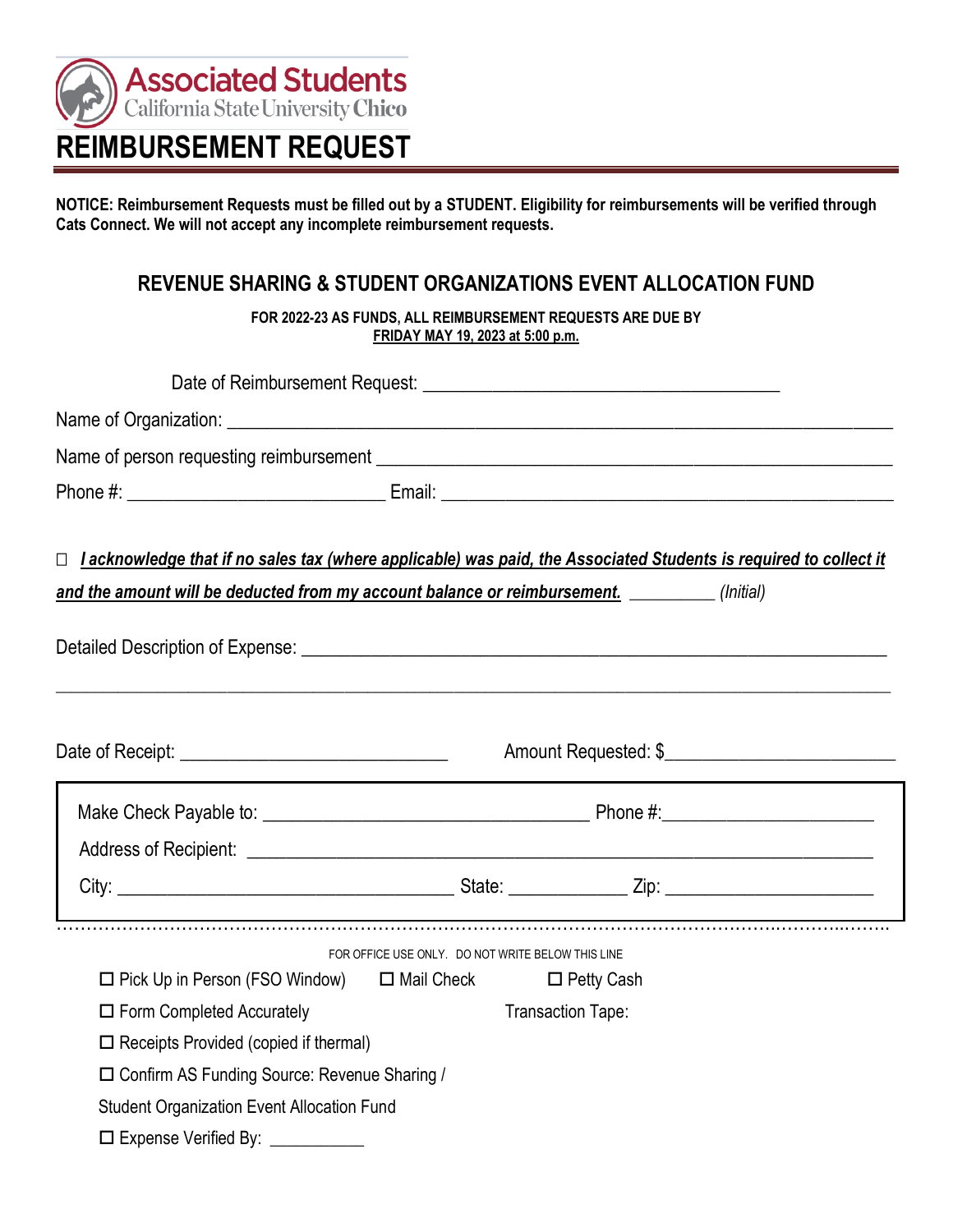**Associated Students**
California State University Chico

# REIMBURSEMENT REQUEST

**NOTICE: Reimbursement Requests must be filled out by a STUDENT. Eligibility for reimbursements will be verified through Cats Connect. We will not accept any incomplete reimbursement requests.**

## REVENUE SHARING & STUDENT ORGANIZATIONS EVENT ALLOCATION FUND

**FOR 2022-23 AS FUNDS, ALL REIMBURSEMENT REQUESTS ARE DUE BY**
**FRIDAY MAY 19, 2023 at 5:00 p.m.**

Date of Reimbursement Request: ______________________________________

Name of Organization: ______________________________________________________________

Name of person requesting reimbursement ____________________________________________

Phone #: ___________________________ Email: ________________________________________

☐ ***I acknowledge that if no sales tax (where applicable) was paid, the Associated Students is required to collect it and the amount will be deducted from my account balance or reimbursement.*** _________ *(Initial)*

Detailed Description of Expense: _________________________________________________________

_______________________________________________________________________________________

Date of Receipt: ____________________________ Amount Requested: $________________________

Make Check Payable to: ___________________________________ Phone #:______________________

Address of Recipient: _________________________________________________________________

City: ___________________________________ State: ____________ Zip: _____________________

FOR OFFICE USE ONLY. DO NOT WRITE BELOW THIS LINE

☐ Pick Up in Person (FSO Window) ☐ Mail Check ☐ Petty Cash

☐ Form Completed Accurately

Transaction Tape:

☐ Receipts Provided (copied if thermal)

☐ Confirm AS Funding Source: Revenue Sharing / Student Organization Event Allocation Fund

☐ Expense Verified By: ___________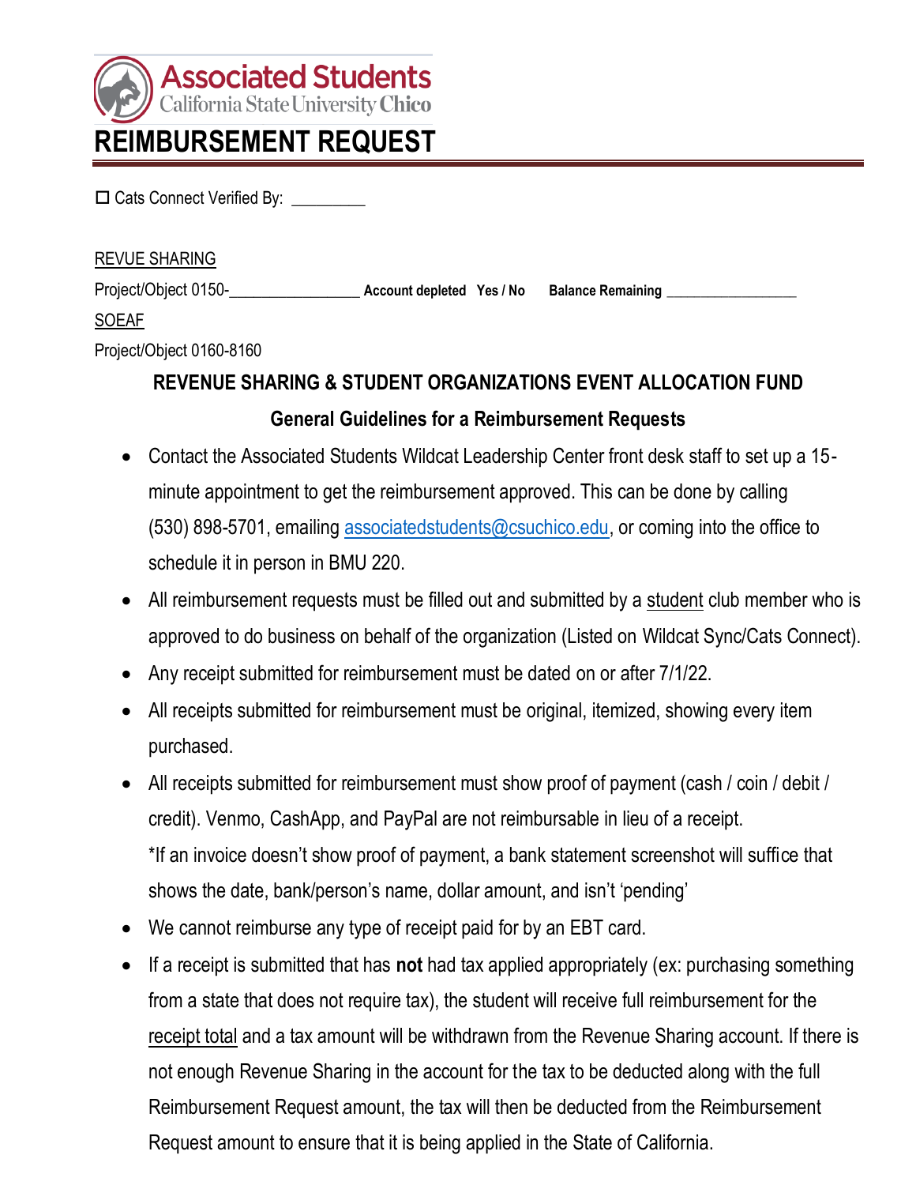Associated Students
California State University Chico

# REIMBURSEMENT REQUEST

☐ Cats Connect Verified By: _________

REVUE SHARING

Project/Object 0150-________________ **Account depleted Yes / No** **Balance Remaining** _________________

SOEAF

Project/Object 0160-8160

**REVENUE SHARING & STUDENT ORGANIZATIONS EVENT ALLOCATION FUND**

**General Guidelines for a Reimbursement Requests**

- Contact the Associated Students Wildcat Leadership Center front desk staff to set up a 15-minute appointment to get the reimbursement approved. This can be done by calling (530) 898-5701, emailing associatedstudents@csuchico.edu, or coming into the office to schedule it in person in BMU 220.
- All reimbursement requests must be filled out and submitted by a student club member who is approved to do business on behalf of the organization (Listed on Wildcat Sync/Cats Connect).
- Any receipt submitted for reimbursement must be dated on or after 7/1/22.
- All receipts submitted for reimbursement must be original, itemized, showing every item purchased.
- All receipts submitted for reimbursement must show proof of payment (cash / coin / debit / credit). Venmo, CashApp, and PayPal are not reimbursable in lieu of a receipt.
  *If an invoice doesn't show proof of payment, a bank statement screenshot will suffice that shows the date, bank/person's name, dollar amount, and isn't 'pending'
- We cannot reimburse any type of receipt paid for by an EBT card.
- If a receipt is submitted that has **not** had tax applied appropriately (ex: purchasing something from a state that does not require tax), the student will receive full reimbursement for the receipt total and a tax amount will be withdrawn from the Revenue Sharing account. If there is not enough Revenue Sharing in the account for the tax to be deducted along with the full Reimbursement Request amount, the tax will then be deducted from the Reimbursement Request amount to ensure that it is being applied in the State of California.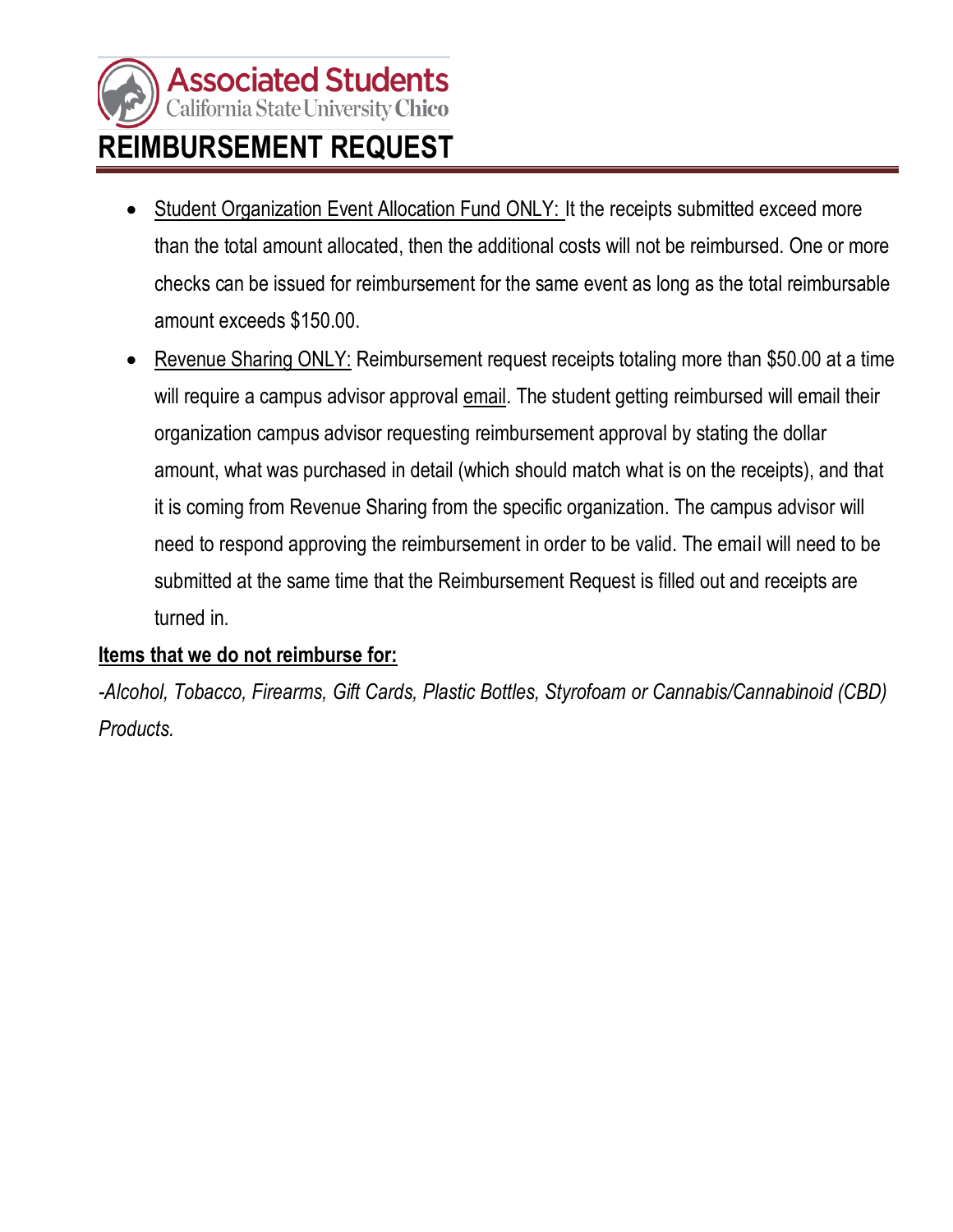Associated Students
California State University Chico

# REIMBURSEMENT REQUEST

- Student Organization Event Allocation Fund ONLY: It the receipts submitted exceed more than the total amount allocated, then the additional costs will not be reimbursed. One or more checks can be issued for reimbursement for the same event as long as the total reimbursable amount exceeds $150.00.
- Revenue Sharing ONLY: Reimbursement request receipts totaling more than $50.00 at a time will require a campus advisor approval email. The student getting reimbursed will email their organization campus advisor requesting reimbursement approval by stating the dollar amount, what was purchased in detail (which should match what is on the receipts), and that it is coming from Revenue Sharing from the specific organization. The campus advisor will need to respond approving the reimbursement in order to be valid. The email will need to be submitted at the same time that the Reimbursement Request is filled out and receipts are turned in.

**Items that we do not reimburse for:**

*-Alcohol, Tobacco, Firearms, Gift Cards, Plastic Bottles, Styrofoam or Cannabis/Cannabinoid (CBD) Products.*